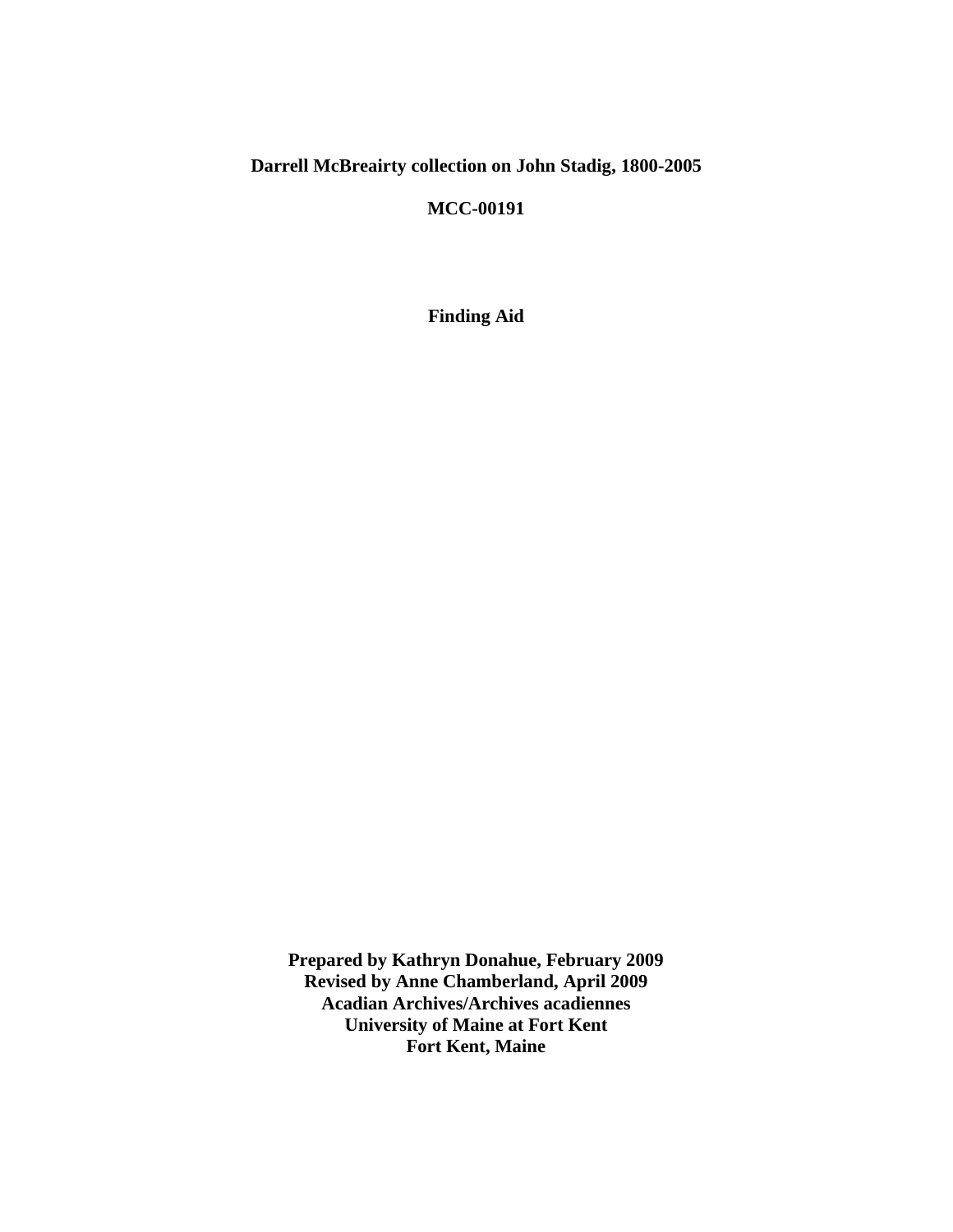**Darrell McBreairty collection on John Stadig, 1800-2005**

**MCC-00191**

**Finding Aid**

**Prepared by Kathryn Donahue, February 2009**
**Revised by Anne Chamberland, April 2009**
**Acadian Archives/Archives acadiennes**
**University of Maine at Fort Kent**
**Fort Kent, Maine**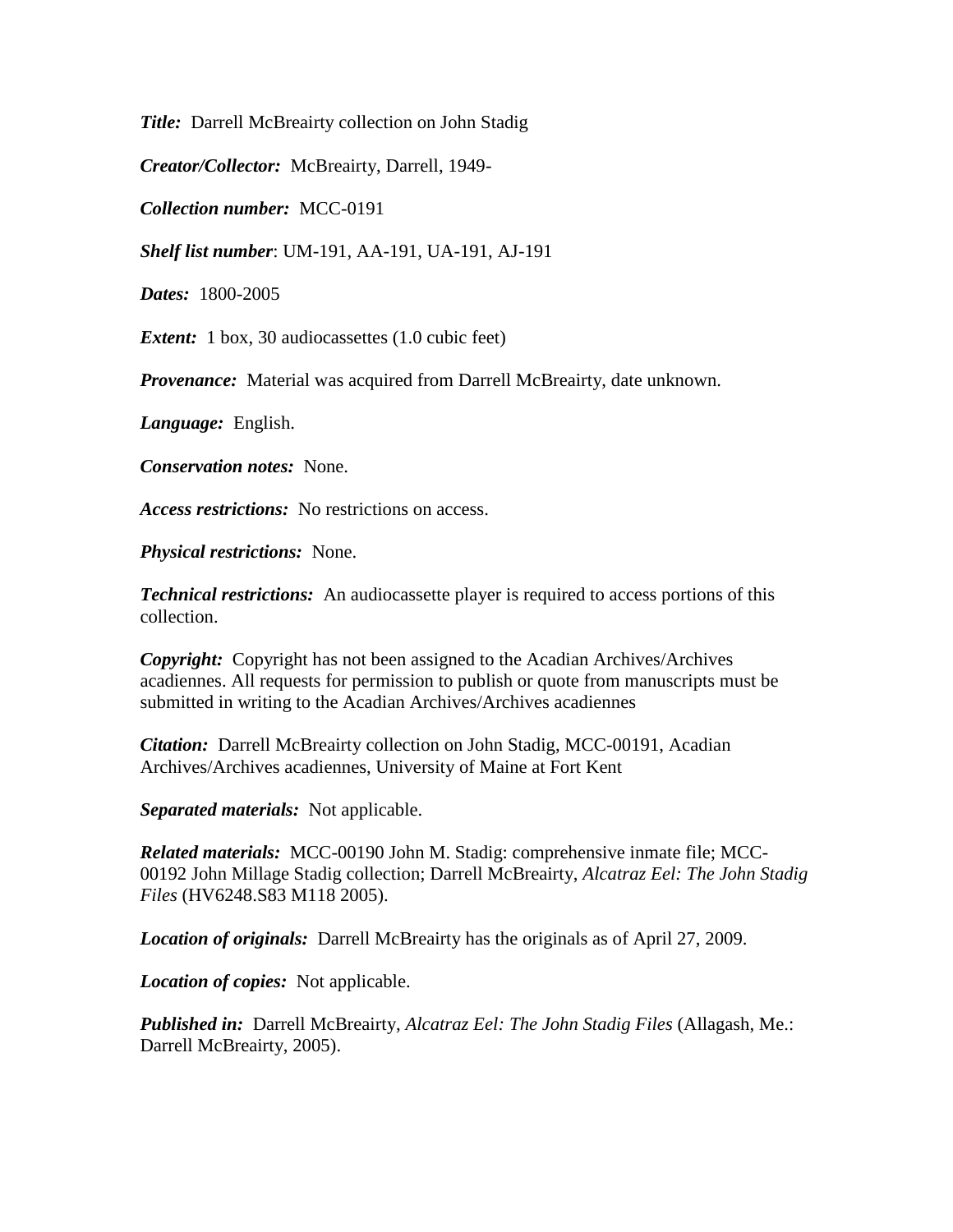***Title:*** Darrell McBreairty collection on John Stadig

***Creator/Collector:*** McBreairty, Darrell, 1949-

***Collection number:*** MCC-0191

***Shelf list number***: UM-191, AA-191, UA-191, AJ-191

***Dates:*** 1800-2005

***Extent:*** 1 box, 30 audiocassettes (1.0 cubic feet)

***Provenance:*** Material was acquired from Darrell McBreairty, date unknown.

***Language:*** English.

***Conservation notes:*** None.

***Access restrictions:*** No restrictions on access.

***Physical restrictions:*** None.

***Technical restrictions:*** An audiocassette player is required to access portions of this collection.

***Copyright:*** Copyright has not been assigned to the Acadian Archives/Archives acadiennes. All requests for permission to publish or quote from manuscripts must be submitted in writing to the Acadian Archives/Archives acadiennes

***Citation:*** Darrell McBreairty collection on John Stadig, MCC-00191, Acadian Archives/Archives acadiennes, University of Maine at Fort Kent

***Separated materials:*** Not applicable.

***Related materials:*** MCC-00190 John M. Stadig: comprehensive inmate file; MCC-00192 John Millage Stadig collection; Darrell McBreairty, *Alcatraz Eel: The John Stadig Files* (HV6248.S83 M118 2005).

***Location of originals:*** Darrell McBreairty has the originals as of April 27, 2009.

***Location of copies:*** Not applicable.

***Published in:*** Darrell McBreairty, *Alcatraz Eel: The John Stadig Files* (Allagash, Me.: Darrell McBreairty, 2005).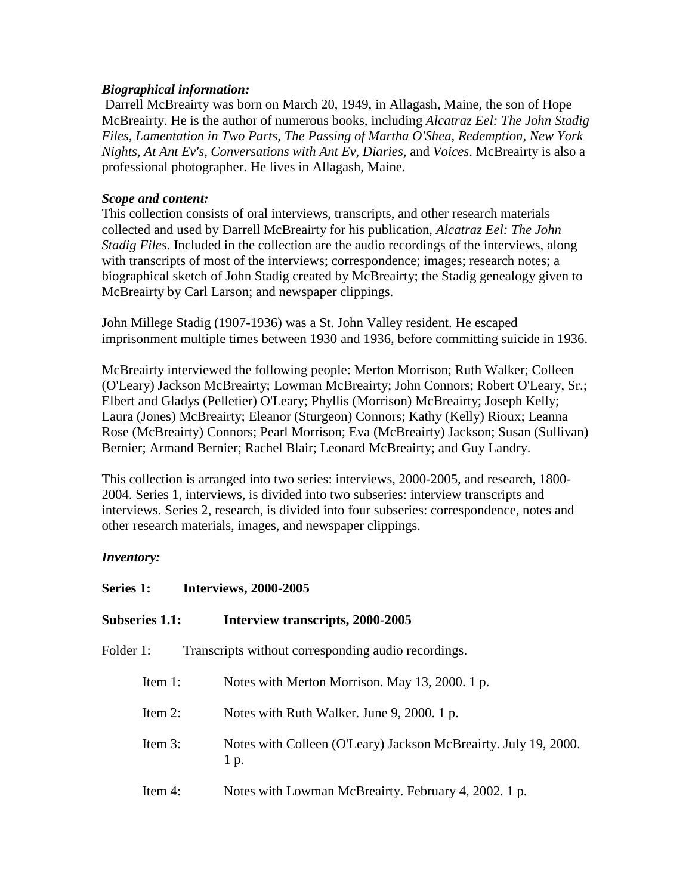***Biographical information:***

Darrell McBreairty was born on March 20, 1949, in Allagash, Maine, the son of Hope McBreairty. He is the author of numerous books, including *Alcatraz Eel: The John Stadig Files*, *Lamentation in Two Parts*, *The Passing of Martha O'Shea*, *Redemption*, *New York Nights*, *At Ant Ev's*, *Conversations with Ant Ev*, *Diaries*, and *Voices*. McBreairty is also a professional photographer. He lives in Allagash, Maine.

***Scope and content:***

This collection consists of oral interviews, transcripts, and other research materials collected and used by Darrell McBreairty for his publication, *Alcatraz Eel: The John Stadig Files*. Included in the collection are the audio recordings of the interviews, along with transcripts of most of the interviews; correspondence; images; research notes; a biographical sketch of John Stadig created by McBreairty; the Stadig genealogy given to McBreairty by Carl Larson; and newspaper clippings.

John Millege Stadig (1907-1936) was a St. John Valley resident. He escaped imprisonment multiple times between 1930 and 1936, before committing suicide in 1936.

McBreairty interviewed the following people: Merton Morrison; Ruth Walker; Colleen (O'Leary) Jackson McBreairty; Lowman McBreairty; John Connors; Robert O'Leary, Sr.; Elbert and Gladys (Pelletier) O'Leary; Phyllis (Morrison) McBreairty; Joseph Kelly; Laura (Jones) McBreairty; Eleanor (Sturgeon) Connors; Kathy (Kelly) Rioux; Leanna Rose (McBreairty) Connors; Pearl Morrison; Eva (McBreairty) Jackson; Susan (Sullivan) Bernier; Armand Bernier; Rachel Blair; Leonard McBreairty; and Guy Landry.

This collection is arranged into two series: interviews, 2000-2005, and research, 1800-2004. Series 1, interviews, is divided into two subseries: interview transcripts and interviews. Series 2, research, is divided into four subseries: correspondence, notes and other research materials, images, and newspaper clippings.

***Inventory:***

**Series 1: Interviews, 2000-2005**

**Subseries 1.1: Interview transcripts, 2000-2005**

Folder 1: Transcripts without corresponding audio recordings.

- Item 1: Notes with Merton Morrison. May 13, 2000. 1 p.
- Item 2: Notes with Ruth Walker. June 9, 2000. 1 p.
- Item 3: Notes with Colleen (O'Leary) Jackson McBreairty. July 19, 2000. 1 p.
- Item 4: Notes with Lowman McBreairty. February 4, 2002. 1 p.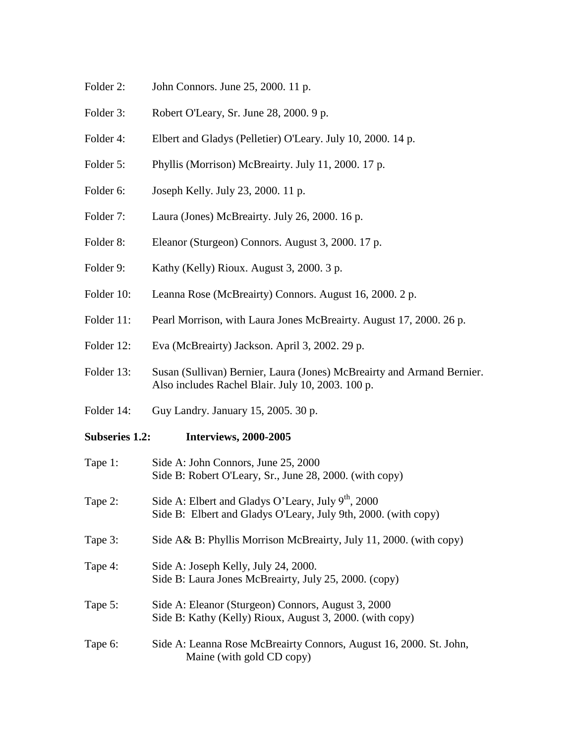Folder 2: John Connors. June 25, 2000. 11 p.

Folder 3: Robert O'Leary, Sr. June 28, 2000. 9 p.

Folder 4: Elbert and Gladys (Pelletier) O'Leary. July 10, 2000. 14 p.

Folder 5: Phyllis (Morrison) McBreairty. July 11, 2000. 17 p.

Folder 6: Joseph Kelly. July 23, 2000. 11 p.

Folder 7: Laura (Jones) McBreairty. July 26, 2000. 16 p.

Folder 8: Eleanor (Sturgeon) Connors. August 3, 2000. 17 p.

Folder 9: Kathy (Kelly) Rioux. August 3, 2000. 3 p.

Folder 10: Leanna Rose (McBreairty) Connors. August 16, 2000. 2 p.

Folder 11: Pearl Morrison, with Laura Jones McBreairty. August 17, 2000. 26 p.

Folder 12: Eva (McBreairty) Jackson. April 3, 2002. 29 p.

Folder 13: Susan (Sullivan) Bernier, Laura (Jones) McBreairty and Armand Bernier. Also includes Rachel Blair. July 10, 2003. 100 p.

Folder 14: Guy Landry. January 15, 2005. 30 p.

**Subseries 1.2: Interviews, 2000-2005**

Tape 1: Side A: John Connors, June 25, 2000
Side B: Robert O'Leary, Sr., June 28, 2000. (with copy)

Tape 2: Side A: Elbert and Gladys O'Leary, July 9th, 2000
Side B: Elbert and Gladys O'Leary, July 9th, 2000. (with copy)

Tape 3: Side A& B: Phyllis Morrison McBreairty, July 11, 2000. (with copy)

Tape 4: Side A: Joseph Kelly, July 24, 2000.
Side B: Laura Jones McBreairty, July 25, 2000. (copy)

Tape 5: Side A: Eleanor (Sturgeon) Connors, August 3, 2000
Side B: Kathy (Kelly) Rioux, August 3, 2000. (with copy)

Tape 6: Side A: Leanna Rose McBreairty Connors, August 16, 2000. St. John, Maine (with gold CD copy)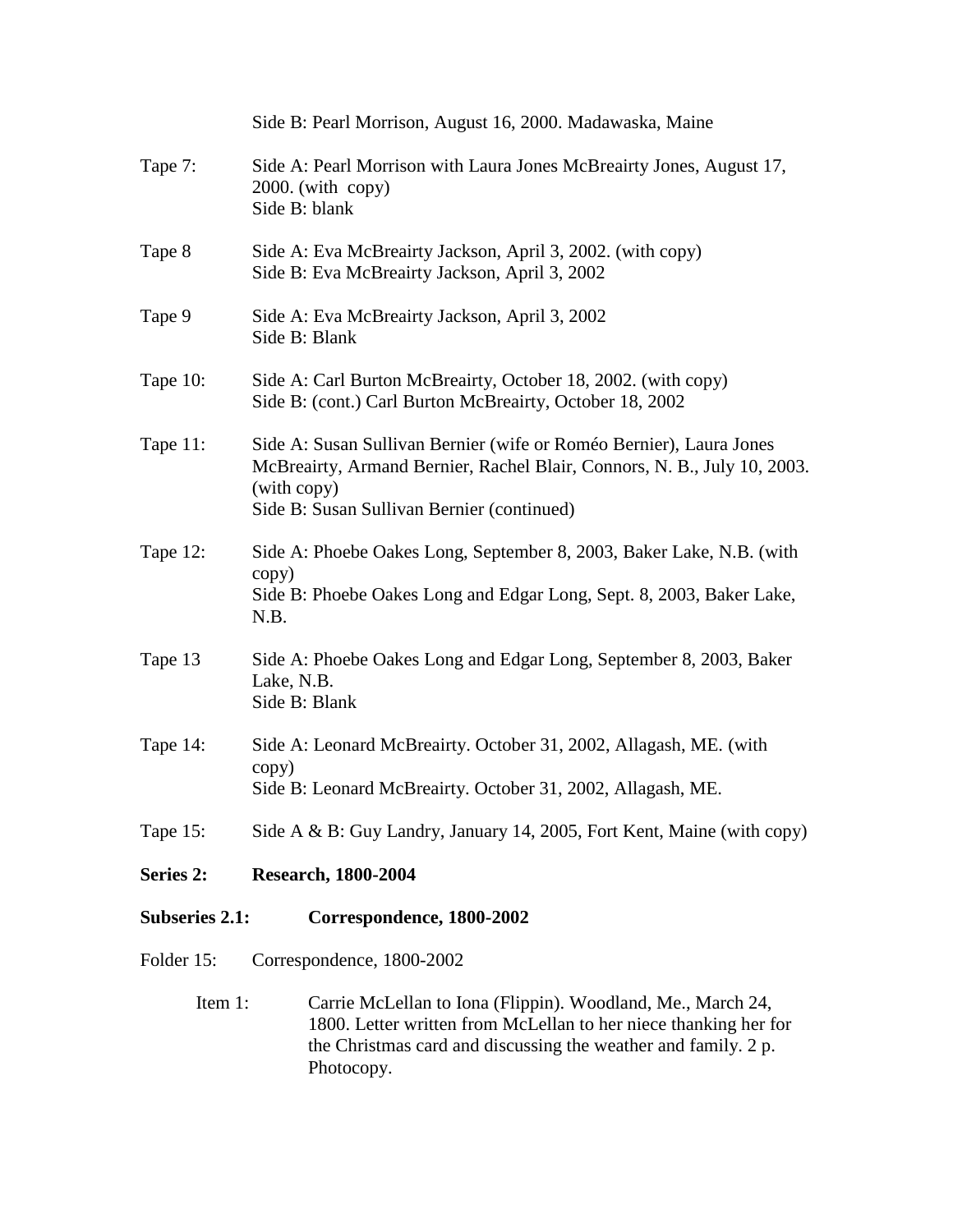Side B: Pearl Morrison, August 16, 2000. Madawaska, Maine

Tape 7: Side A: Pearl Morrison with Laura Jones McBreairty Jones, August 17, 2000. (with copy)
Side B: blank

Tape 8 Side A: Eva McBreairty Jackson, April 3, 2002. (with copy)
Side B: Eva McBreairty Jackson, April 3, 2002

Tape 9 Side A: Eva McBreairty Jackson, April 3, 2002
Side B: Blank

Tape 10: Side A: Carl Burton McBreairty, October 18, 2002. (with copy)
Side B: (cont.) Carl Burton McBreairty, October 18, 2002

Tape 11: Side A: Susan Sullivan Bernier (wife or Roméo Bernier), Laura Jones McBreairty, Armand Bernier, Rachel Blair, Connors, N. B., July 10, 2003. (with copy)
Side B: Susan Sullivan Bernier (continued)

Tape 12: Side A: Phoebe Oakes Long, September 8, 2003, Baker Lake, N.B. (with copy)
Side B: Phoebe Oakes Long and Edgar Long, Sept. 8, 2003, Baker Lake, N.B.

Tape 13 Side A: Phoebe Oakes Long and Edgar Long, September 8, 2003, Baker Lake, N.B.
Side B: Blank

Tape 14: Side A: Leonard McBreairty. October 31, 2002, Allagash, ME. (with copy)
Side B: Leonard McBreairty. October 31, 2002, Allagash, ME.

Tape 15: Side A & B: Guy Landry, January 14, 2005, Fort Kent, Maine (with copy)

**Series 2: Research, 1800-2004**

**Subseries 2.1: Correspondence, 1800-2002**

Folder 15: Correspondence, 1800-2002

Item 1: Carrie McLellan to Iona (Flippin). Woodland, Me., March 24, 1800. Letter written from McLellan to her niece thanking her for the Christmas card and discussing the weather and family. 2 p. Photocopy.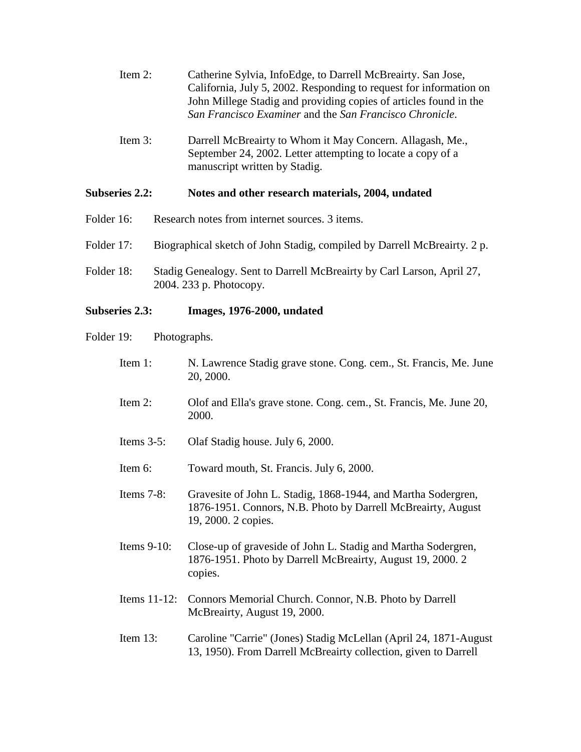Item 2: Catherine Sylvia, InfoEdge, to Darrell McBreairty. San Jose, California, July 5, 2002. Responding to request for information on John Millege Stadig and providing copies of articles found in the *San Francisco Examiner* and the *San Francisco Chronicle*.

Item 3: Darrell McBreairty to Whom it May Concern. Allagash, Me., September 24, 2002. Letter attempting to locate a copy of a manuscript written by Stadig.

**Subseries 2.2: Notes and other research materials, 2004, undated**

Folder 16: Research notes from internet sources. 3 items.

Folder 17: Biographical sketch of John Stadig, compiled by Darrell McBreairty. 2 p.

Folder 18: Stadig Genealogy. Sent to Darrell McBreairty by Carl Larson, April 27, 2004. 233 p. Photocopy.

**Subseries 2.3: Images, 1976-2000, undated**

Folder 19: Photographs.

Item 1: N. Lawrence Stadig grave stone. Cong. cem., St. Francis, Me. June 20, 2000.

Item 2: Olof and Ella's grave stone. Cong. cem., St. Francis, Me. June 20, 2000.

Items 3-5: Olaf Stadig house. July 6, 2000.

Item 6: Toward mouth, St. Francis. July 6, 2000.

Items 7-8: Gravesite of John L. Stadig, 1868-1944, and Martha Sodergren, 1876-1951. Connors, N.B. Photo by Darrell McBreairty, August 19, 2000. 2 copies.

Items 9-10: Close-up of graveside of John L. Stadig and Martha Sodergren, 1876-1951. Photo by Darrell McBreairty, August 19, 2000. 2 copies.

Items 11-12: Connors Memorial Church. Connor, N.B. Photo by Darrell McBreairty, August 19, 2000.

Item 13: Caroline "Carrie" (Jones) Stadig McLellan (April 24, 1871-August 13, 1950). From Darrell McBreairty collection, given to Darrell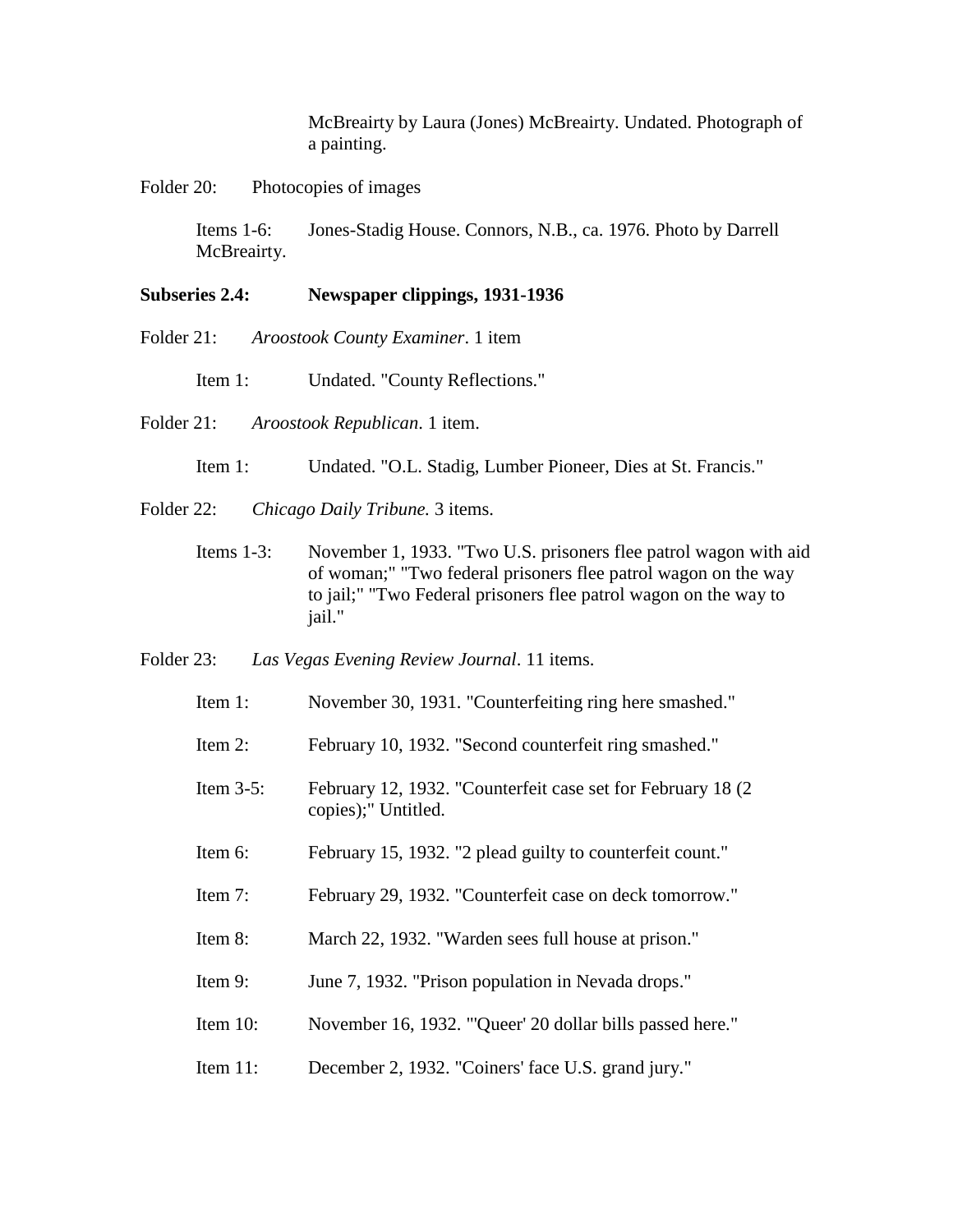McBreairty by Laura (Jones) McBreairty. Undated. Photograph of a painting.

Folder 20: Photocopies of images

Items 1-6: Jones-Stadig House. Connors, N.B., ca. 1976. Photo by Darrell McBreairty.

**Subseries 2.4: Newspaper clippings, 1931-1936**

Folder 21: *Aroostook County Examiner*. 1 item

Item 1: Undated. "County Reflections."

Folder 21: *Aroostook Republican*. 1 item.

Item 1: Undated. "O.L. Stadig, Lumber Pioneer, Dies at St. Francis."

Folder 22: *Chicago Daily Tribune.* 3 items.

Items 1-3: November 1, 1933. "Two U.S. prisoners flee patrol wagon with aid of woman;" "Two federal prisoners flee patrol wagon on the way to jail;" "Two Federal prisoners flee patrol wagon on the way to jail."

Folder 23: *Las Vegas Evening Review Journal*. 11 items.

Item 1: November 30, 1931. "Counterfeiting ring here smashed."

Item 2: February 10, 1932. "Second counterfeit ring smashed."

Item 3-5: February 12, 1932. "Counterfeit case set for February 18 (2 copies);" Untitled.

Item 6: February 15, 1932. "2 plead guilty to counterfeit count."

Item 7: February 29, 1932. "Counterfeit case on deck tomorrow."

Item 8: March 22, 1932. "Warden sees full house at prison."

Item 9: June 7, 1932. "Prison population in Nevada drops."

Item 10: November 16, 1932. "'Queer' 20 dollar bills passed here."

Item 11: December 2, 1932. "Coiners' face U.S. grand jury."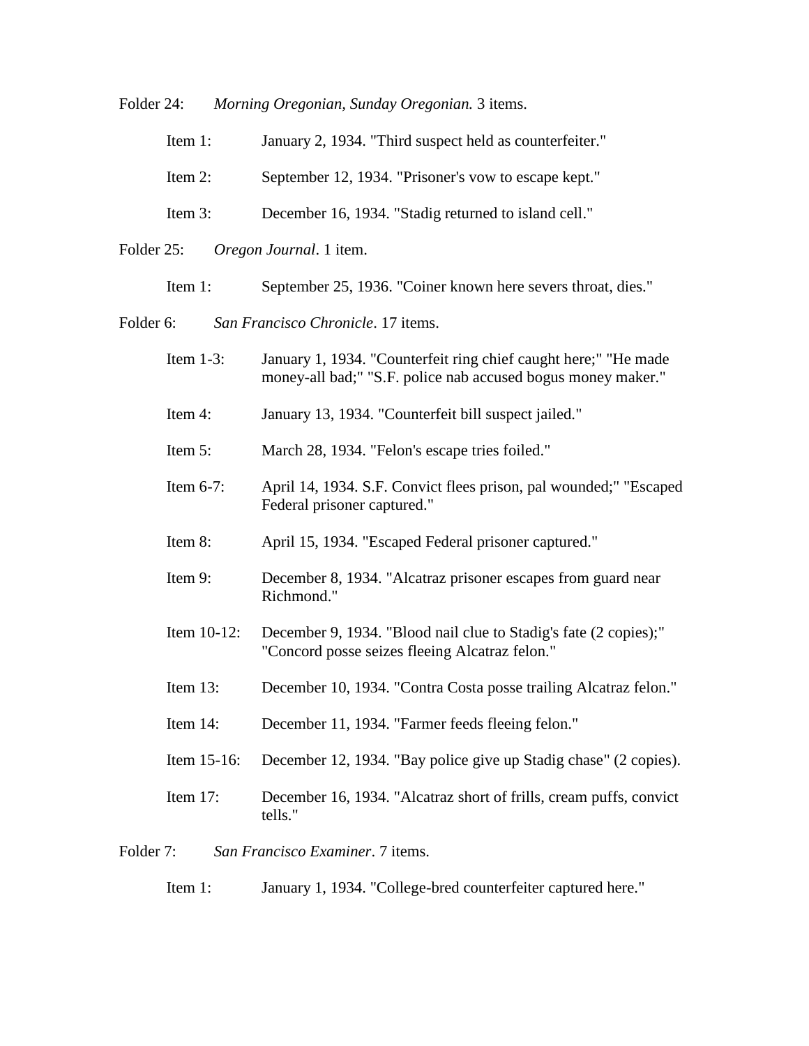Folder 24: *Morning Oregonian, Sunday Oregonian.* 3 items.

- Item 1: January 2, 1934. "Third suspect held as counterfeiter."
- Item 2: September 12, 1934. "Prisoner's vow to escape kept."
- Item 3: December 16, 1934. "Stadig returned to island cell."

Folder 25: *Oregon Journal*. 1 item.

- Item 1: September 25, 1936. "Coiner known here severs throat, dies."

Folder 6: *San Francisco Chronicle*. 17 items.

- Item 1-3: January 1, 1934. "Counterfeit ring chief caught here;" "He made money-all bad;" "S.F. police nab accused bogus money maker."
- Item 4: January 13, 1934. "Counterfeit bill suspect jailed."
- Item 5: March 28, 1934. "Felon's escape tries foiled."
- Item 6-7: April 14, 1934. S.F. Convict flees prison, pal wounded;" "Escaped Federal prisoner captured."
- Item 8: April 15, 1934. "Escaped Federal prisoner captured."
- Item 9: December 8, 1934. "Alcatraz prisoner escapes from guard near Richmond."
- Item 10-12: December 9, 1934. "Blood nail clue to Stadig's fate (2 copies);" "Concord posse seizes fleeing Alcatraz felon."
- Item 13: December 10, 1934. "Contra Costa posse trailing Alcatraz felon."
- Item 14: December 11, 1934. "Farmer feeds fleeing felon."
- Item 15-16: December 12, 1934. "Bay police give up Stadig chase" (2 copies).
- Item 17: December 16, 1934. "Alcatraz short of frills, cream puffs, convict tells."

Folder 7: *San Francisco Examiner*. 7 items.

- Item 1: January 1, 1934. "College-bred counterfeiter captured here."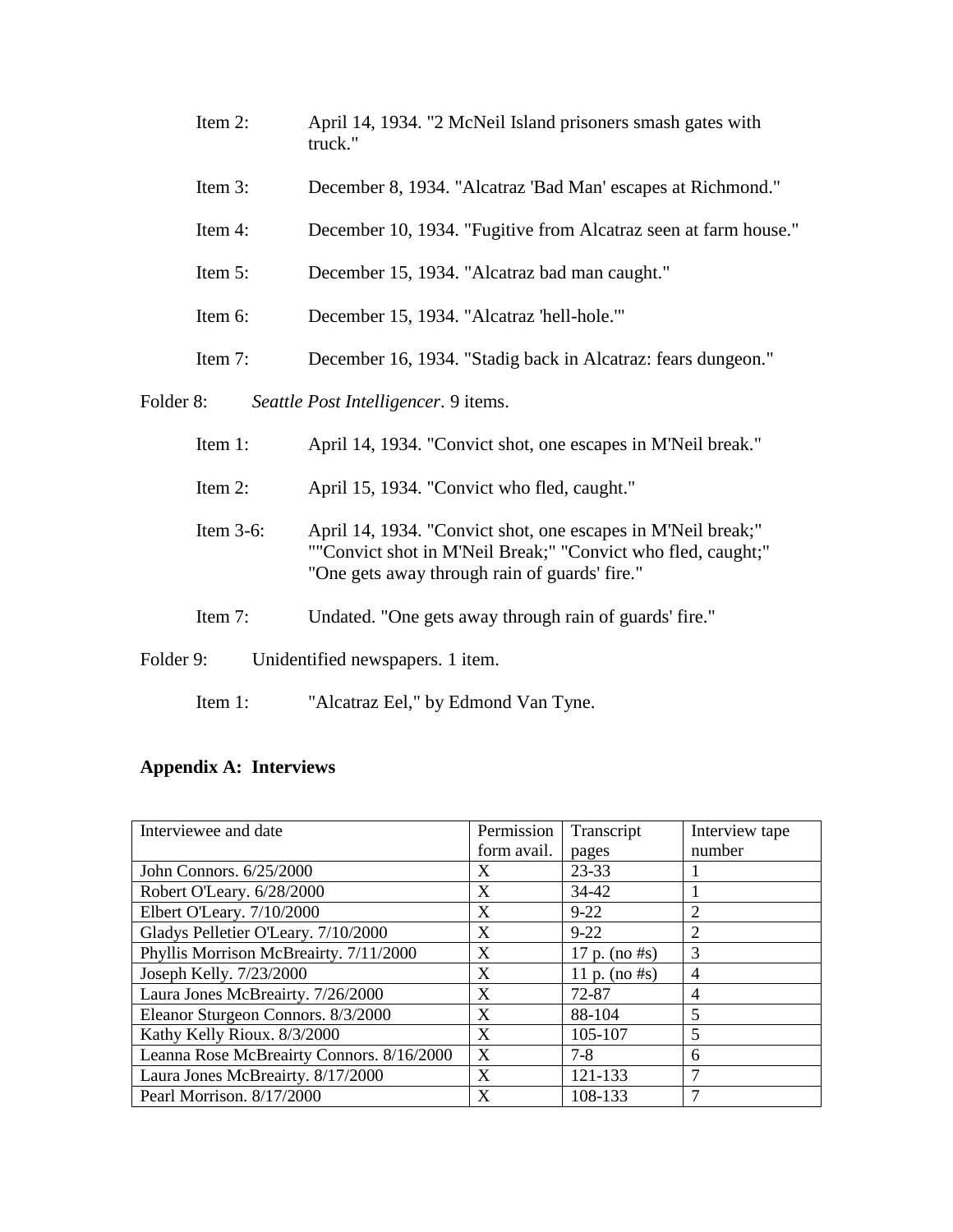Item 2: April 14, 1934. "2 McNeil Island prisoners smash gates with truck."

Item 3: December 8, 1934. "Alcatraz 'Bad Man' escapes at Richmond."

Item 4: December 10, 1934. "Fugitive from Alcatraz seen at farm house."

Item 5: December 15, 1934. "Alcatraz bad man caught."

Item 6: December 15, 1934. "Alcatraz 'hell-hole.'"

Item 7: December 16, 1934. "Stadig back in Alcatraz: fears dungeon."

Folder 8: *Seattle Post Intelligencer*. 9 items.

Item 1: April 14, 1934. "Convict shot, one escapes in M'Neil break."

Item 2: April 15, 1934. "Convict who fled, caught."

Item 3-6: April 14, 1934. "Convict shot, one escapes in M'Neil break;" ""Convict shot in M'Neil Break;" "Convict who fled, caught;" "One gets away through rain of guards' fire."

Item 7: Undated. "One gets away through rain of guards' fire."

Folder 9: Unidentified newspapers. 1 item.

Item 1: "Alcatraz Eel," by Edmond Van Tyne.

## Appendix A: Interviews

| Interviewee and date | Permission form avail. | Transcript pages | Interview tape number |
|---|---|---|---|
| John Connors. 6/25/2000 | X | 23-33 | 1 |
| Robert O'Leary. 6/28/2000 | X | 34-42 | 1 |
| Elbert O'Leary. 7/10/2000 | X | 9-22 | 2 |
| Gladys Pelletier O'Leary. 7/10/2000 | X | 9-22 | 2 |
| Phyllis Morrison McBreairty. 7/11/2000 | X | 17 p. (no #s) | 3 |
| Joseph Kelly. 7/23/2000 | X | 11 p. (no #s) | 4 |
| Laura Jones McBreairty. 7/26/2000 | X | 72-87 | 4 |
| Eleanor Sturgeon Connors. 8/3/2000 | X | 88-104 | 5 |
| Kathy Kelly Rioux. 8/3/2000 | X | 105-107 | 5 |
| Leanna Rose McBreairty Connors. 8/16/2000 | X | 7-8 | 6 |
| Laura Jones McBreairty. 8/17/2000 | X | 121-133 | 7 |
| Pearl Morrison. 8/17/2000 | X | 108-133 | 7 |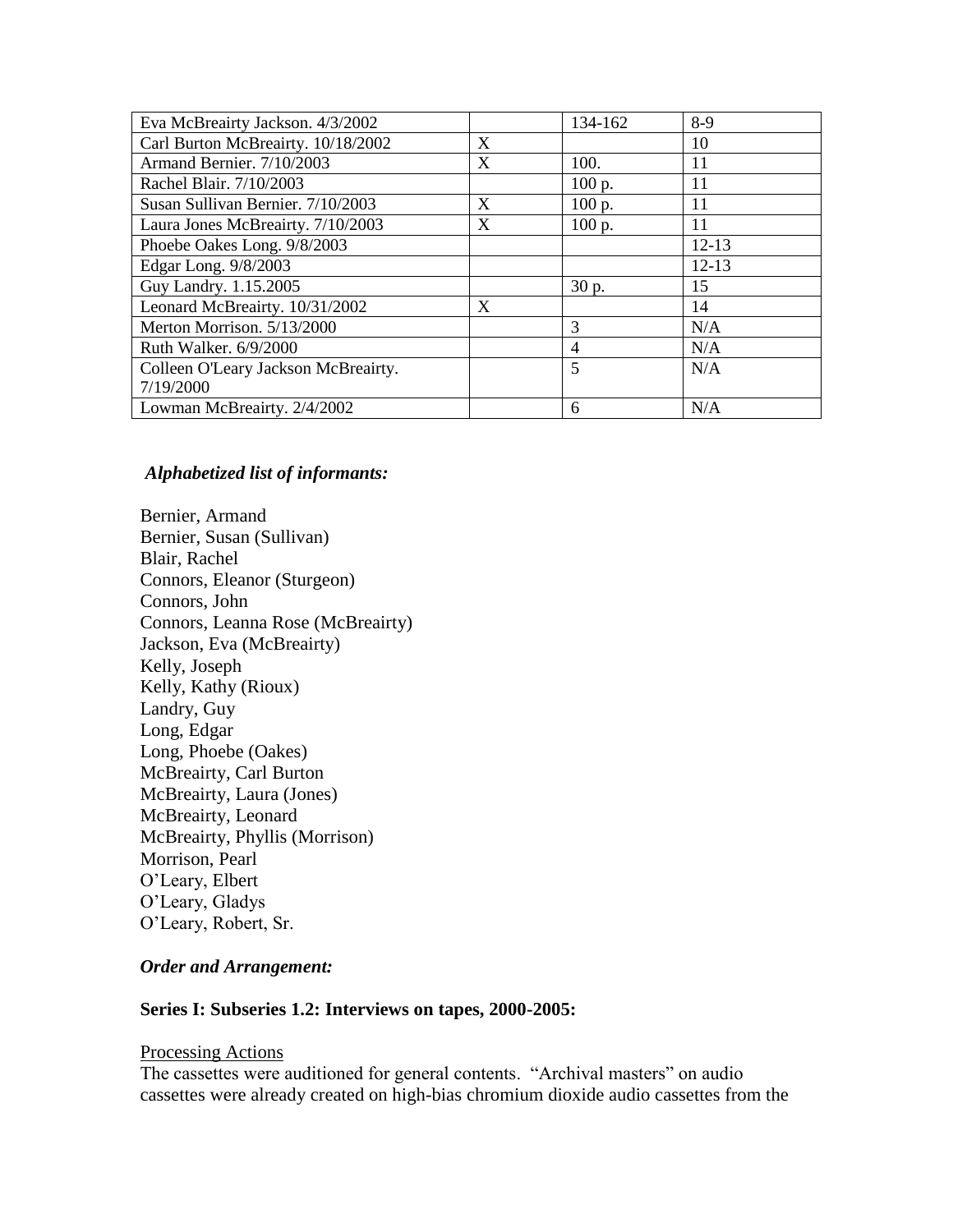| | | | |
|---|---|---|---|
| Eva McBreairty Jackson. 4/3/2002 | | 134-162 | 8-9 |
| Carl Burton McBreairty. 10/18/2002 | X | | 10 |
| Armand Bernier. 7/10/2003 | X | 100. | 11 |
| Rachel Blair. 7/10/2003 | | 100 p. | 11 |
| Susan Sullivan Bernier. 7/10/2003 | X | 100 p. | 11 |
| Laura Jones McBreairty. 7/10/2003 | X | 100 p. | 11 |
| Phoebe Oakes Long. 9/8/2003 | | | 12-13 |
| Edgar Long. 9/8/2003 | | | 12-13 |
| Guy Landry. 1.15.2005 | | 30 p. | 15 |
| Leonard McBreairty. 10/31/2002 | X | | 14 |
| Merton Morrison. 5/13/2000 | | 3 | N/A |
| Ruth Walker. 6/9/2000 | | 4 | N/A |
| Colleen O'Leary Jackson McBreairty. 7/19/2000 | | 5 | N/A |
| Lowman McBreairty. 2/4/2002 | | 6 | N/A |

***Alphabetized list of informants:***

Bernier, Armand
Bernier, Susan (Sullivan)
Blair, Rachel
Connors, Eleanor (Sturgeon)
Connors, John
Connors, Leanna Rose (McBreairty)
Jackson, Eva (McBreairty)
Kelly, Joseph
Kelly, Kathy (Rioux)
Landry, Guy
Long, Edgar
Long, Phoebe (Oakes)
McBreairty, Carl Burton
McBreairty, Laura (Jones)
McBreairty, Leonard
McBreairty, Phyllis (Morrison)
Morrison, Pearl
O'Leary, Elbert
O'Leary, Gladys
O'Leary, Robert, Sr.

***Order and Arrangement:***

**Series I: Subseries 1.2: Interviews on tapes, 2000-2005:**

Processing Actions

The cassettes were auditioned for general contents. "Archival masters" on audio cassettes were already created on high-bias chromium dioxide audio cassettes from the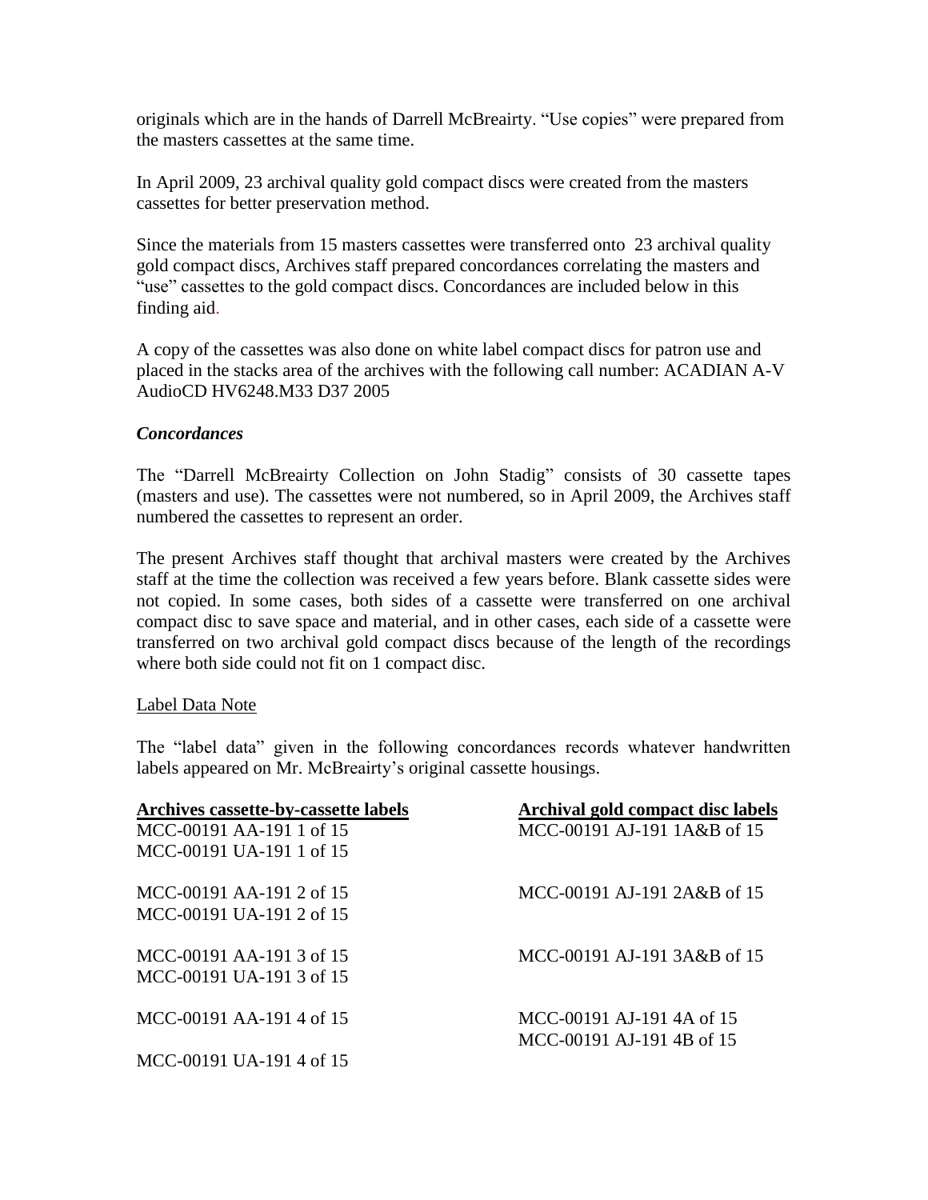originals which are in the hands of Darrell McBreairty. "Use copies" were prepared from the masters cassettes at the same time.

In April 2009, 23 archival quality gold compact discs were created from the masters cassettes for better preservation method.

Since the materials from 15 masters cassettes were transferred onto 23 archival quality gold compact discs, Archives staff prepared concordances correlating the masters and "use" cassettes to the gold compact discs. Concordances are included below in this finding aid.

A copy of the cassettes was also done on white label compact discs for patron use and placed in the stacks area of the archives with the following call number: ACADIAN A-V AudioCD HV6248.M33 D37 2005

### *Concordances*

The "Darrell McBreairty Collection on John Stadig" consists of 30 cassette tapes (masters and use). The cassettes were not numbered, so in April 2009, the Archives staff numbered the cassettes to represent an order.

The present Archives staff thought that archival masters were created by the Archives staff at the time the collection was received a few years before. Blank cassette sides were not copied. In some cases, both sides of a cassette were transferred on one archival compact disc to save space and material, and in other cases, each side of a cassette were transferred on two archival gold compact discs because of the length of the recordings where both side could not fit on 1 compact disc.

Label Data Note

The "label data" given in the following concordances records whatever handwritten labels appeared on Mr. McBreairty's original cassette housings.

| Archives cassette-by-cassette labels | Archival gold compact disc labels |
|---|---|
| MCC-00191 AA-191 1 of 15<br>MCC-00191 UA-191 1 of 15 | MCC-00191 AJ-191 1A&B of 15 |
| MCC-00191 AA-191 2 of 15<br>MCC-00191 UA-191 2 of 15 | MCC-00191 AJ-191 2A&B of 15 |
| MCC-00191 AA-191 3 of 15<br>MCC-00191 UA-191 3 of 15 | MCC-00191 AJ-191 3A&B of 15 |
| MCC-00191 AA-191 4 of 15<br>MCC-00191 UA-191 4 of 15 | MCC-00191 AJ-191 4A of 15<br>MCC-00191 AJ-191 4B of 15 |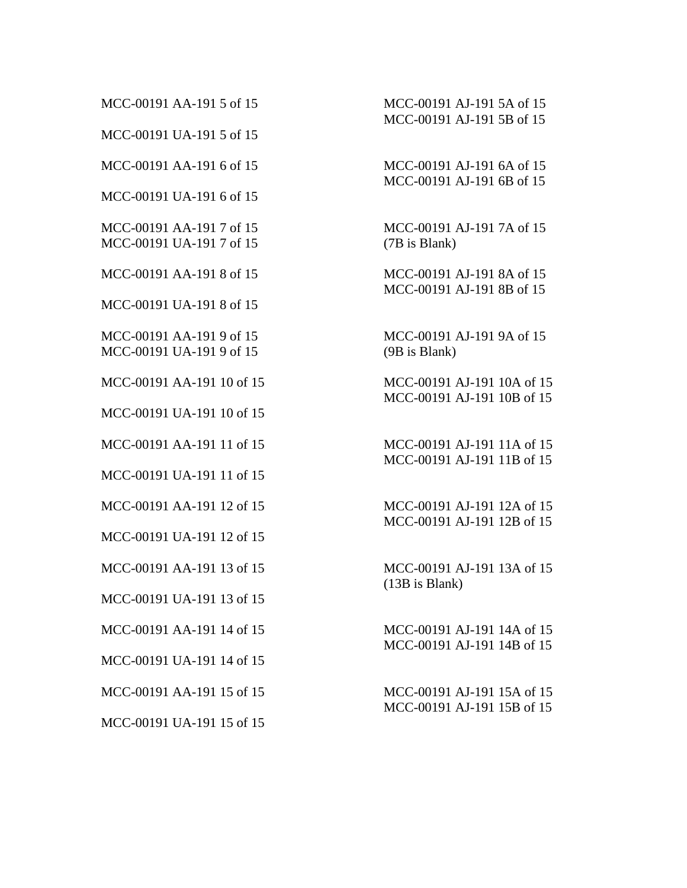MCC-00191 AA-191 5 of 15

MCC-00191 UA-191 5 of 15

MCC-00191 AA-191 6 of 15

MCC-00191 UA-191 6 of 15

MCC-00191 AA-191 7 of 15
MCC-00191 UA-191 7 of 15

MCC-00191 AA-191 8 of 15

MCC-00191 UA-191 8 of 15

MCC-00191 AA-191 9 of 15
MCC-00191 UA-191 9 of 15

MCC-00191 AA-191 10 of 15

MCC-00191 UA-191 10 of 15

MCC-00191 AA-191 11 of 15

MCC-00191 UA-191 11 of 15

MCC-00191 AA-191 12 of 15

MCC-00191 UA-191 12 of 15

MCC-00191 AA-191 13 of 15

MCC-00191 UA-191 13 of 15

MCC-00191 AA-191 14 of 15

MCC-00191 UA-191 14 of 15

MCC-00191 AA-191 15 of 15

MCC-00191 UA-191 15 of 15

MCC-00191 AJ-191 5A of 15
MCC-00191 AJ-191 5B of 15

MCC-00191 AJ-191 6A of 15
MCC-00191 AJ-191 6B of 15

MCC-00191 AJ-191 7A of 15
(7B is Blank)

MCC-00191 AJ-191 8A of 15
MCC-00191 AJ-191 8B of 15

MCC-00191 AJ-191 9A of 15
(9B is Blank)

MCC-00191 AJ-191 10A of 15
MCC-00191 AJ-191 10B of 15

MCC-00191 AJ-191 11A of 15
MCC-00191 AJ-191 11B of 15

MCC-00191 AJ-191 12A of 15
MCC-00191 AJ-191 12B of 15

MCC-00191 AJ-191 13A of 15
(13B is Blank)

MCC-00191 AJ-191 14A of 15
MCC-00191 AJ-191 14B of 15

MCC-00191 AJ-191 15A of 15
MCC-00191 AJ-191 15B of 15